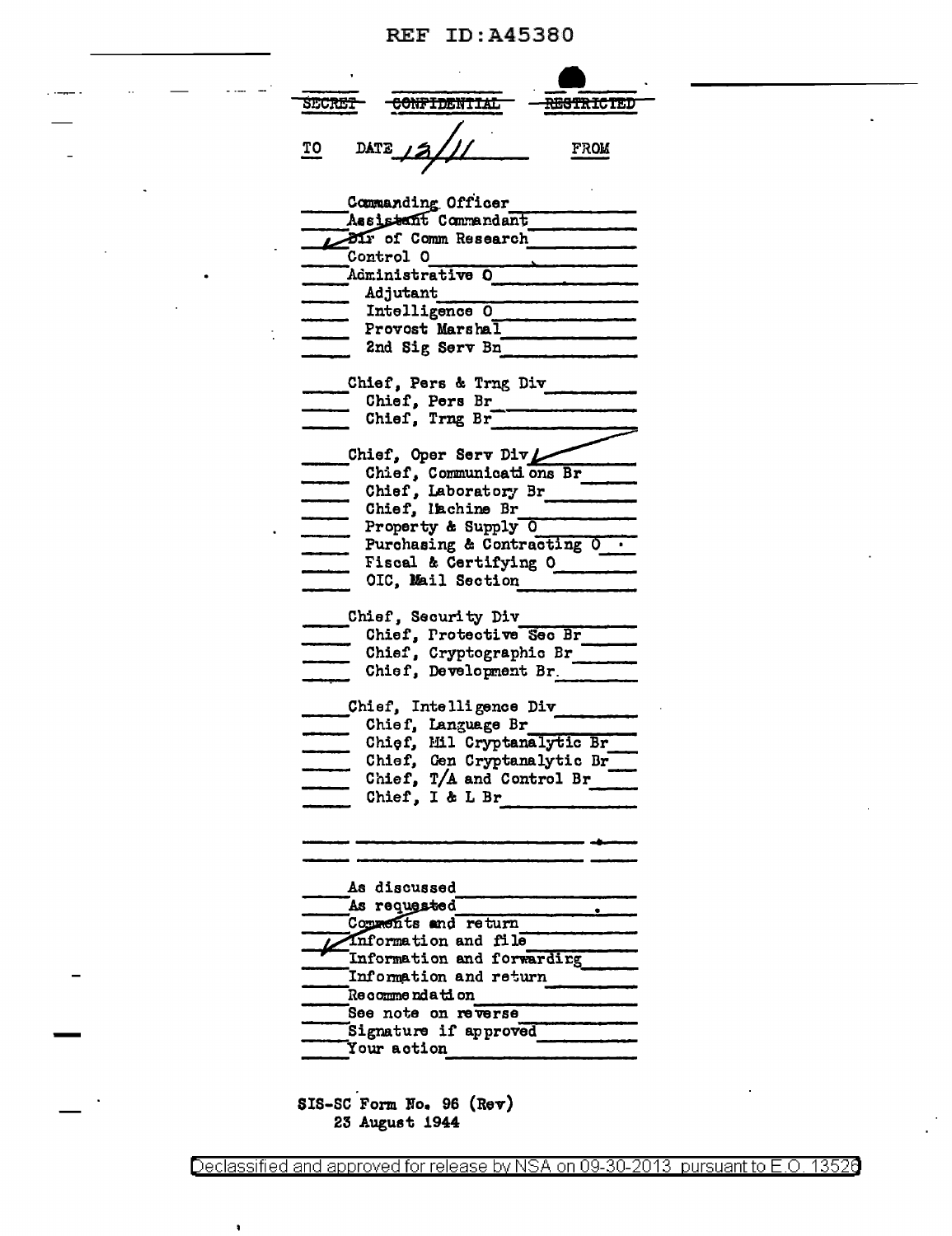REF ID:A45380

~~SECRET~~ ~~CONFIDENTIAL~~ ~~RESTRICTED~~

TO DATE 12/11 FROM

- Commanding Officer
- Assistant Commandant
- ✓ Dir of Comm Research
- Control O
- Administrative O
  - Adjutant
  - Intelligence O
  - Provost Marshal
  - 2nd Sig Serv Bn

- Chief, Pers & Trng Div
  - Chief, Pers Br
  - Chief, Trng Br

- Chief, Oper Serv Div ✓
  - Chief, Communications Br
  - Chief, Laboratory Br
  - Chief, Machine Br
  - Property & Supply O
  - Purchasing & Contracting O
  - Fiscal & Certifying O
  - OIC, Mail Section

- Chief, Security Div
  - Chief, Protective Sec Br
  - Chief, Cryptographic Br
  - Chief, Development Br.

- Chief, Intelligence Div
  - Chief, Language Br
  - Chief, Mil Cryptanalytic Br
  - Chief, Gen Cryptanalytic Br
  - Chief, T/A and Control Br
  - Chief, I & L Br

- As discussed
- As requested
- Comments and return
- ✓ Information and file
- Information and forwarding
- Information and return
- Recommendation
- See note on reverse
- Signature if approved
- Your action

SIS-SC Form No. 96 (Rev)
23 August 1944

Declassified and approved for release by NSA on 09-30-2013 pursuant to E.O. 13526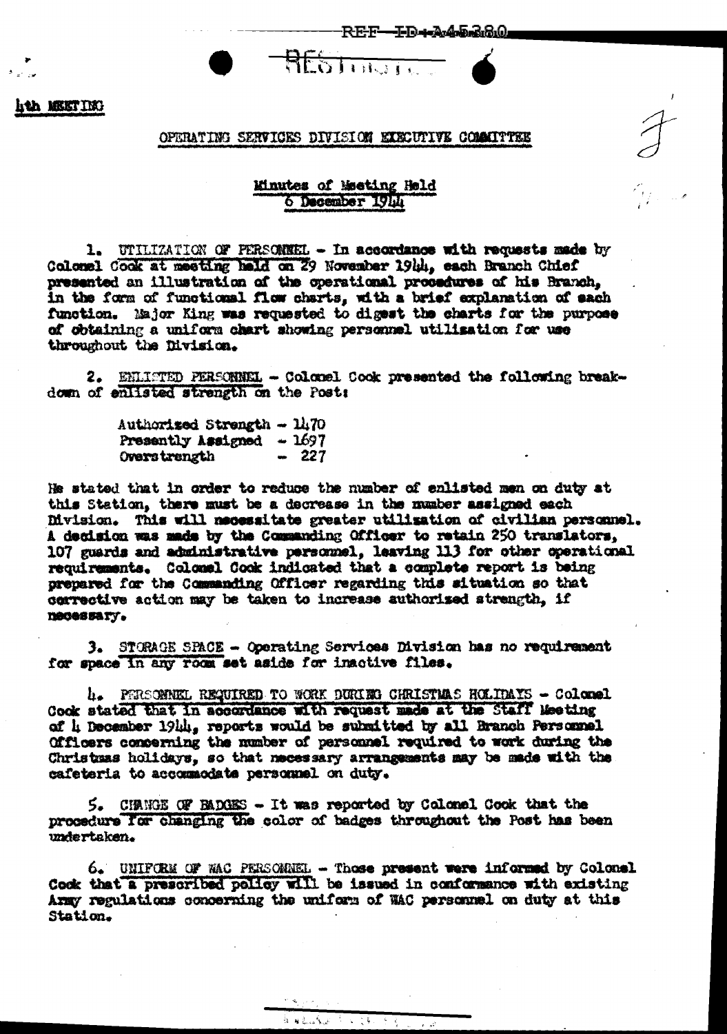REF ID:A45380

RESTRICTED

4th MEETING

## OPERATING SERVICES DIVISION EXECUTIVE COMMITTEE

### Minutes of Meeting Held 6 December 1944

1. UTILIZATION OF PERSONNEL - In accordance with requests made by Colonel Cook at meeting held on 29 November 1944, each Branch Chief presented an illustration of the operational procedures of his Branch, in the form of functional flow charts, with a brief explanation of each function. Major King was requested to digest the charts for the purpose of obtaining a uniform chart showing personnel utilization for use throughout the Division.

2. ENLISTED PERSONNEL - Colonel Cook presented the following breakdown of enlisted strength on the Post:

| | |
|---|---|
| Authorized Strength | - 1470 |
| Presently Assigned | - 1697 |
| Overstrength | - 227 |

He stated that in order to reduce the number of enlisted men on duty at this Station, there must be a decrease in the number assigned each Division. This will necessitate greater utilization of civilian personnel. A decision was made by the Commanding Officer to retain 250 translators, 107 guards and administrative personnel, leaving 113 for other operational requirements. Colonel Cook indicated that a complete report is being prepared for the Commanding Officer regarding this situation so that corrective action may be taken to increase authorized strength, if necessary.

3. STORAGE SPACE - Operating Services Division has no requirement for space in any room set aside for inactive files.

4. PERSONNEL REQUIRED TO WORK DURING CHRISTMAS HOLIDAYS - Colonel Cook stated that in accordance with request made at the Staff Meeting of 4 December 1944, reports would be submitted by all Branch Personnel Officers concerning the number of personnel required to work during the Christmas holidays, so that necessary arrangements may be made with the cafeteria to accommodate personnel on duty.

5. CHANGE OF BADGES - It was reported by Colonel Cook that the procedure for changing the color of badges throughout the Post has been undertaken.

6. UNIFORM OF WAC PERSONNEL - Those present were informed by Colonel Cook that a prescribed policy will be issued in conformance with existing Army regulations concerning the uniform of WAC personnel on duty at this Station.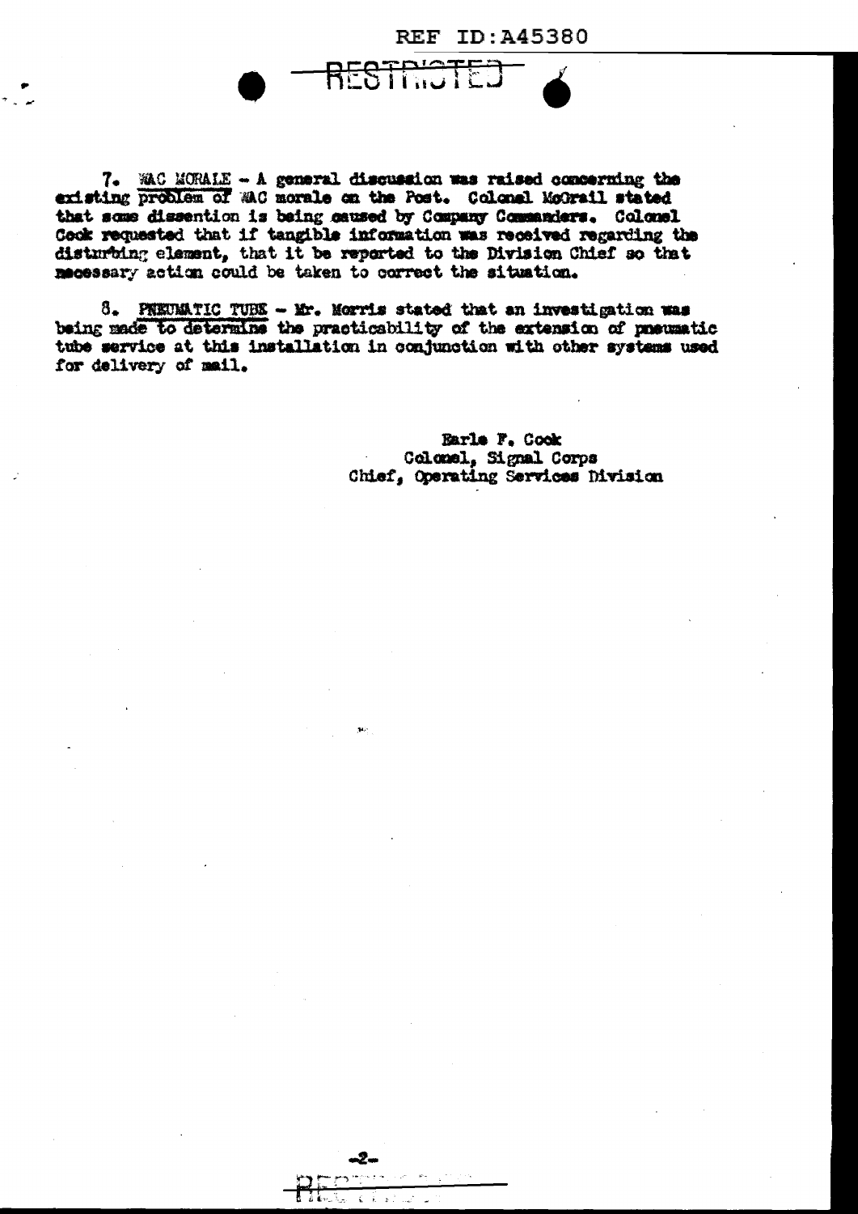RESTRICTED

7. <u>WAC MORALE</u> - A general discussion was raised concerning the existing problem of WAC morale on the Post. Colonel McGrail stated that some dissention is being caused by Company Commanders. Colonel Cook requested that if tangible information was received regarding the disturbing element, that it be reported to the Division Chief so that necessary action could be taken to correct the situation.

8. <u>PNEUMATIC TUBE</u> - Mr. Morris stated that an investigation was being made to determine the practicability of the extension of pneumatic tube service at this installation in conjunction with other systems used for delivery of mail.

Earle F. Cook
Colonel, Signal Corps
Chief, Operating Services Division

RESTRICTED